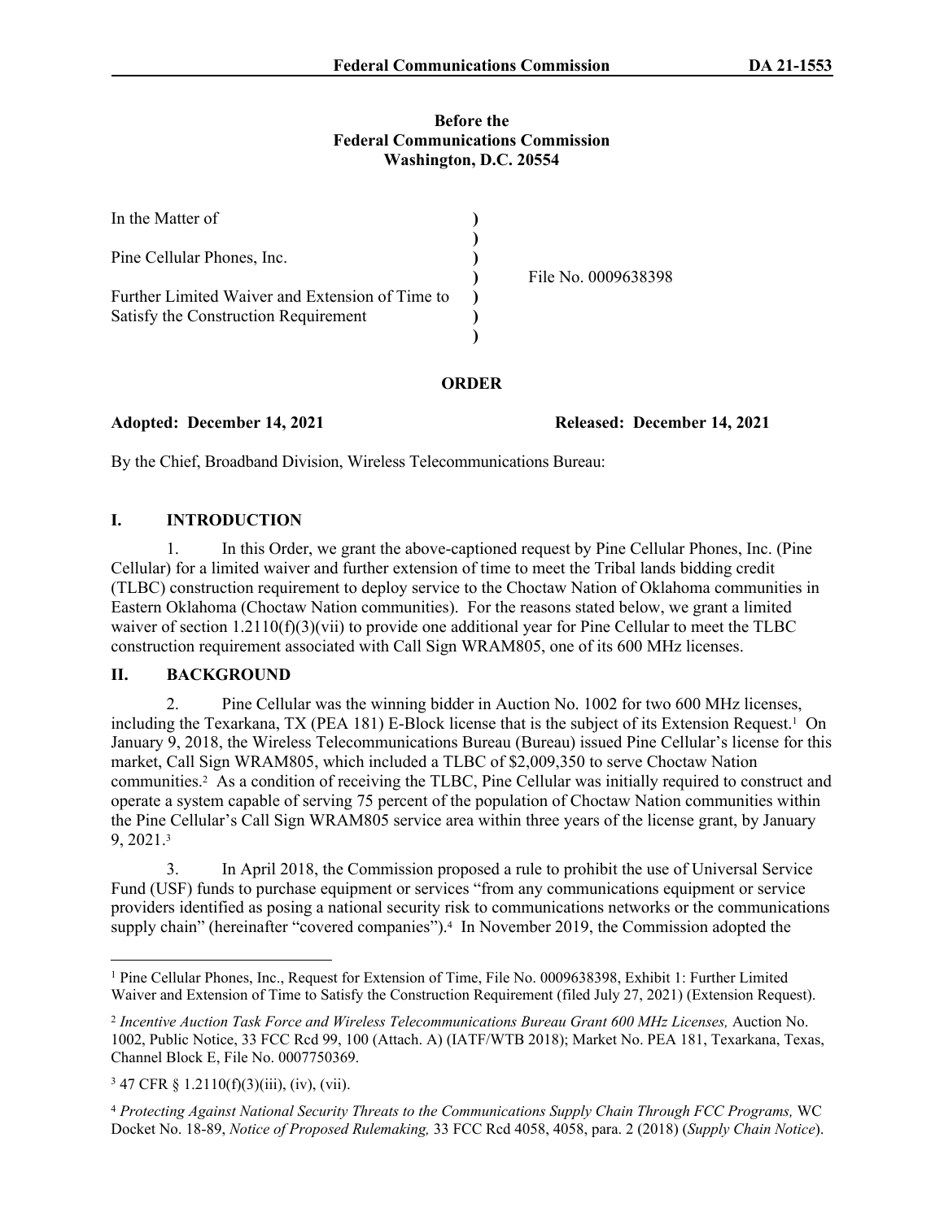**Before the**
**Federal Communications Commission**
**Washington, D.C. 20554**

| | | |
|---|---|---|
| In the Matter of | ) | |
| | ) | |
| Pine Cellular Phones, Inc. | ) | |
| | ) | File No. 0009638398 |
| Further Limited Waiver and Extension of Time to | ) | |
| Satisfy the Construction Requirement | ) | |
| | ) | |

**ORDER**

**Adopted: December 14, 2021** **Released: December 14, 2021**

By the Chief, Broadband Division, Wireless Telecommunications Bureau:

## I. INTRODUCTION

1. In this Order, we grant the above-captioned request by Pine Cellular Phones, Inc. (Pine Cellular) for a limited waiver and further extension of time to meet the Tribal lands bidding credit (TLBC) construction requirement to deploy service to the Choctaw Nation of Oklahoma communities in Eastern Oklahoma (Choctaw Nation communities). For the reasons stated below, we grant a limited waiver of section 1.2110(f)(3)(vii) to provide one additional year for Pine Cellular to meet the TLBC construction requirement associated with Call Sign WRAM805, one of its 600 MHz licenses.

## II. BACKGROUND

2. Pine Cellular was the winning bidder in Auction No. 1002 for two 600 MHz licenses, including the Texarkana, TX (PEA 181) E-Block license that is the subject of its Extension Request.[1] On January 9, 2018, the Wireless Telecommunications Bureau (Bureau) issued Pine Cellular's license for this market, Call Sign WRAM805, which included a TLBC of $2,009,350 to serve Choctaw Nation communities.[2] As a condition of receiving the TLBC, Pine Cellular was initially required to construct and operate a system capable of serving 75 percent of the population of Choctaw Nation communities within the Pine Cellular's Call Sign WRAM805 service area within three years of the license grant, by January 9, 2021.[3]

3. In April 2018, the Commission proposed a rule to prohibit the use of Universal Service Fund (USF) funds to purchase equipment or services "from any communications equipment or service providers identified as posing a national security risk to communications networks or the communications supply chain" (hereinafter "covered companies").[4] In November 2019, the Commission adopted the

---

[1] Pine Cellular Phones, Inc., Request for Extension of Time, File No. 0009638398, Exhibit 1: Further Limited Waiver and Extension of Time to Satisfy the Construction Requirement (filed July 27, 2021) (Extension Request).

[2] *Incentive Auction Task Force and Wireless Telecommunications Bureau Grant 600 MHz Licenses,* Auction No. 1002, Public Notice, 33 FCC Rcd 99, 100 (Attach. A) (IATF/WTB 2018); Market No. PEA 181, Texarkana, Texas, Channel Block E, File No. 0007750369.

[3] 47 CFR § 1.2110(f)(3)(iii), (iv), (vii).

[4] *Protecting Against National Security Threats to the Communications Supply Chain Through FCC Programs,* WC Docket No. 18-89, *Notice of Proposed Rulemaking,* 33 FCC Rcd 4058, 4058, para. 2 (2018) (*Supply Chain Notice*).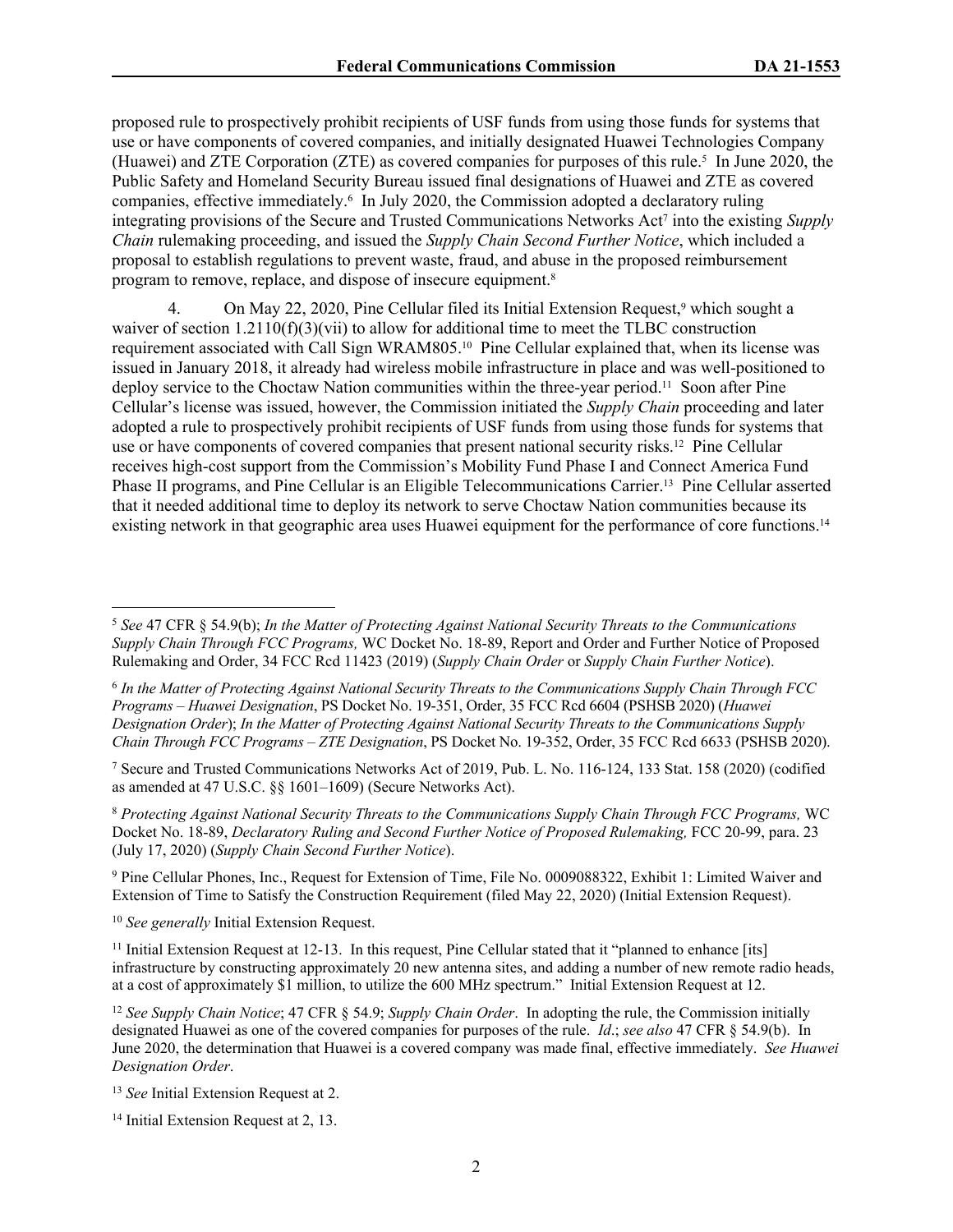proposed rule to prospectively prohibit recipients of USF funds from using those funds for systems that use or have components of covered companies, and initially designated Huawei Technologies Company (Huawei) and ZTE Corporation (ZTE) as covered companies for purposes of this rule.[5] In June 2020, the Public Safety and Homeland Security Bureau issued final designations of Huawei and ZTE as covered companies, effective immediately.[6] In July 2020, the Commission adopted a declaratory ruling integrating provisions of the Secure and Trusted Communications Networks Act[7] into the existing *Supply Chain* rulemaking proceeding, and issued the *Supply Chain Second Further Notice*, which included a proposal to establish regulations to prevent waste, fraud, and abuse in the proposed reimbursement program to remove, replace, and dispose of insecure equipment.[8]

4. On May 22, 2020, Pine Cellular filed its Initial Extension Request,[9] which sought a waiver of section 1.2110(f)(3)(vii) to allow for additional time to meet the TLBC construction requirement associated with Call Sign WRAM805.[10] Pine Cellular explained that, when its license was issued in January 2018, it already had wireless mobile infrastructure in place and was well-positioned to deploy service to the Choctaw Nation communities within the three-year period.[11] Soon after Pine Cellular's license was issued, however, the Commission initiated the *Supply Chain* proceeding and later adopted a rule to prospectively prohibit recipients of USF funds from using those funds for systems that use or have components of covered companies that present national security risks.[12] Pine Cellular receives high-cost support from the Commission's Mobility Fund Phase I and Connect America Fund Phase II programs, and Pine Cellular is an Eligible Telecommunications Carrier.[13] Pine Cellular asserted that it needed additional time to deploy its network to serve Choctaw Nation communities because its existing network in that geographic area uses Huawei equipment for the performance of core functions.[14]

---

[5] *See* 47 CFR § 54.9(b); *In the Matter of Protecting Against National Security Threats to the Communications Supply Chain Through FCC Programs,* WC Docket No. 18-89, Report and Order and Further Notice of Proposed Rulemaking and Order, 34 FCC Rcd 11423 (2019) (*Supply Chain Order* or *Supply Chain Further Notice*).

[6] *In the Matter of Protecting Against National Security Threats to the Communications Supply Chain Through FCC Programs – Huawei Designation*, PS Docket No. 19-351, Order, 35 FCC Rcd 6604 (PSHSB 2020) (*Huawei Designation Order*); *In the Matter of Protecting Against National Security Threats to the Communications Supply Chain Through FCC Programs – ZTE Designation*, PS Docket No. 19-352, Order, 35 FCC Rcd 6633 (PSHSB 2020).

[7] Secure and Trusted Communications Networks Act of 2019, Pub. L. No. 116-124, 133 Stat. 158 (2020) (codified as amended at 47 U.S.C. §§ 1601–1609) (Secure Networks Act).

[8] *Protecting Against National Security Threats to the Communications Supply Chain Through FCC Programs,* WC Docket No. 18-89, *Declaratory Ruling and Second Further Notice of Proposed Rulemaking,* FCC 20-99, para. 23 (July 17, 2020) (*Supply Chain Second Further Notice*).

[9] Pine Cellular Phones, Inc., Request for Extension of Time, File No. 0009088322, Exhibit 1: Limited Waiver and Extension of Time to Satisfy the Construction Requirement (filed May 22, 2020) (Initial Extension Request).

[10] *See generally* Initial Extension Request.

[11] Initial Extension Request at 12-13. In this request, Pine Cellular stated that it "planned to enhance [its] infrastructure by constructing approximately 20 new antenna sites, and adding a number of new remote radio heads, at a cost of approximately $1 million, to utilize the 600 MHz spectrum." Initial Extension Request at 12.

[12] *See Supply Chain Notice*; 47 CFR § 54.9; *Supply Chain Order*. In adopting the rule, the Commission initially designated Huawei as one of the covered companies for purposes of the rule. *Id*.; *see also* 47 CFR § 54.9(b). In June 2020, the determination that Huawei is a covered company was made final, effective immediately. *See Huawei Designation Order*.

[13] *See* Initial Extension Request at 2.

[14] Initial Extension Request at 2, 13.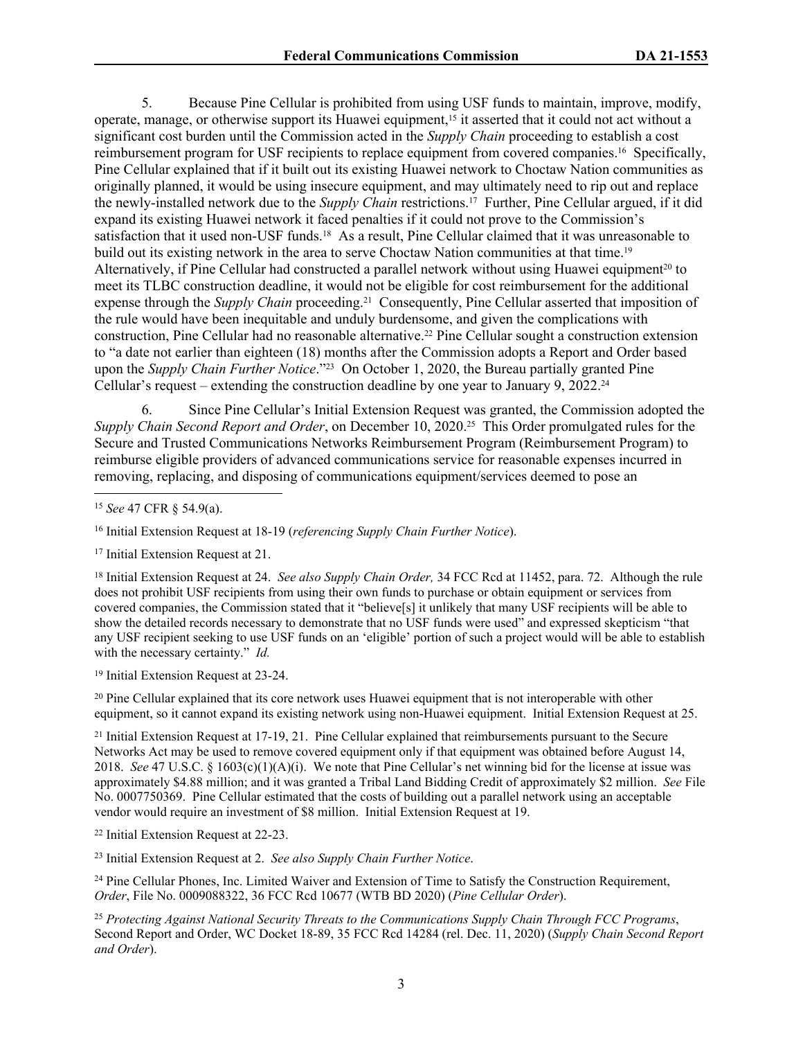5. Because Pine Cellular is prohibited from using USF funds to maintain, improve, modify, operate, manage, or otherwise support its Huawei equipment,[15] it asserted that it could not act without a significant cost burden until the Commission acted in the *Supply Chain* proceeding to establish a cost reimbursement program for USF recipients to replace equipment from covered companies.[16] Specifically, Pine Cellular explained that if it built out its existing Huawei network to Choctaw Nation communities as originally planned, it would be using insecure equipment, and may ultimately need to rip out and replace the newly-installed network due to the *Supply Chain* restrictions.[17] Further, Pine Cellular argued, if it did expand its existing Huawei network it faced penalties if it could not prove to the Commission's satisfaction that it used non-USF funds.[18] As a result, Pine Cellular claimed that it was unreasonable to build out its existing network in the area to serve Choctaw Nation communities at that time.[19] Alternatively, if Pine Cellular had constructed a parallel network without using Huawei equipment[20] to meet its TLBC construction deadline, it would not be eligible for cost reimbursement for the additional expense through the *Supply Chain* proceeding.[21] Consequently, Pine Cellular asserted that imposition of the rule would have been inequitable and unduly burdensome, and given the complications with construction, Pine Cellular had no reasonable alternative.[22] Pine Cellular sought a construction extension to "a date not earlier than eighteen (18) months after the Commission adopts a Report and Order based upon the *Supply Chain Further Notice*."[23] On October 1, 2020, the Bureau partially granted Pine Cellular's request – extending the construction deadline by one year to January 9, 2022.[24]

6. Since Pine Cellular's Initial Extension Request was granted, the Commission adopted the *Supply Chain Second Report and Order*, on December 10, 2020.[25] This Order promulgated rules for the Secure and Trusted Communications Networks Reimbursement Program (Reimbursement Program) to reimburse eligible providers of advanced communications service for reasonable expenses incurred in removing, replacing, and disposing of communications equipment/services deemed to pose an

---

[15] *See* 47 CFR § 54.9(a).

[16] Initial Extension Request at 18-19 (*referencing Supply Chain Further Notice*).

[17] Initial Extension Request at 21.

[18] Initial Extension Request at 24. *See also Supply Chain Order,* 34 FCC Rcd at 11452, para. 72. Although the rule does not prohibit USF recipients from using their own funds to purchase or obtain equipment or services from covered companies, the Commission stated that it "believe[s] it unlikely that many USF recipients will be able to show the detailed records necessary to demonstrate that no USF funds were used" and expressed skepticism "that any USF recipient seeking to use USF funds on an 'eligible' portion of such a project would will be able to establish with the necessary certainty." *Id.*

[19] Initial Extension Request at 23-24.

[20] Pine Cellular explained that its core network uses Huawei equipment that is not interoperable with other equipment, so it cannot expand its existing network using non-Huawei equipment. Initial Extension Request at 25.

[21] Initial Extension Request at 17-19, 21. Pine Cellular explained that reimbursements pursuant to the Secure Networks Act may be used to remove covered equipment only if that equipment was obtained before August 14, 2018. *See* 47 U.S.C. § 1603(c)(1)(A)(i). We note that Pine Cellular's net winning bid for the license at issue was approximately $4.88 million; and it was granted a Tribal Land Bidding Credit of approximately $2 million. *See* File No. 0007750369. Pine Cellular estimated that the costs of building out a parallel network using an acceptable vendor would require an investment of $8 million. Initial Extension Request at 19.

[22] Initial Extension Request at 22-23.

[23] Initial Extension Request at 2. *See also Supply Chain Further Notice*.

[24] Pine Cellular Phones, Inc. Limited Waiver and Extension of Time to Satisfy the Construction Requirement, *Order*, File No. 0009088322, 36 FCC Rcd 10677 (WTB BD 2020) (*Pine Cellular Order*).

[25] *Protecting Against National Security Threats to the Communications Supply Chain Through FCC Programs*, Second Report and Order, WC Docket 18-89, 35 FCC Rcd 14284 (rel. Dec. 11, 2020) (*Supply Chain Second Report and Order*).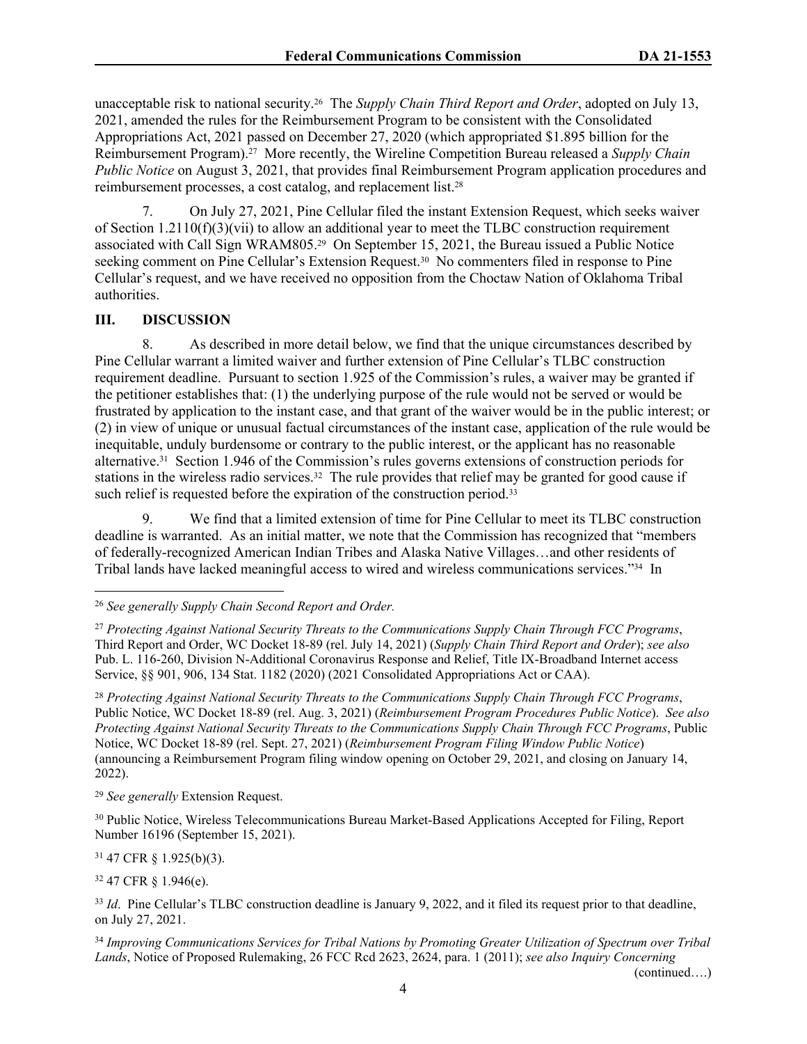unacceptable risk to national security.[26] The *Supply Chain Third Report and Order*, adopted on July 13, 2021, amended the rules for the Reimbursement Program to be consistent with the Consolidated Appropriations Act, 2021 passed on December 27, 2020 (which appropriated $1.895 billion for the Reimbursement Program).[27] More recently, the Wireline Competition Bureau released a *Supply Chain Public Notice* on August 3, 2021, that provides final Reimbursement Program application procedures and reimbursement processes, a cost catalog, and replacement list.[28]

7. On July 27, 2021, Pine Cellular filed the instant Extension Request, which seeks waiver of Section 1.2110(f)(3)(vii) to allow an additional year to meet the TLBC construction requirement associated with Call Sign WRAM805.[29] On September 15, 2021, the Bureau issued a Public Notice seeking comment on Pine Cellular's Extension Request.[30] No commenters filed in response to Pine Cellular's request, and we have received no opposition from the Choctaw Nation of Oklahoma Tribal authorities.

## III. DISCUSSION

8. As described in more detail below, we find that the unique circumstances described by Pine Cellular warrant a limited waiver and further extension of Pine Cellular's TLBC construction requirement deadline. Pursuant to section 1.925 of the Commission's rules, a waiver may be granted if the petitioner establishes that: (1) the underlying purpose of the rule would not be served or would be frustrated by application to the instant case, and that grant of the waiver would be in the public interest; or (2) in view of unique or unusual factual circumstances of the instant case, application of the rule would be inequitable, unduly burdensome or contrary to the public interest, or the applicant has no reasonable alternative.[31] Section 1.946 of the Commission's rules governs extensions of construction periods for stations in the wireless radio services.[32] The rule provides that relief may be granted for good cause if such relief is requested before the expiration of the construction period.[33]

9. We find that a limited extension of time for Pine Cellular to meet its TLBC construction deadline is warranted. As an initial matter, we note that the Commission has recognized that "members of federally-recognized American Indian Tribes and Alaska Native Villages…and other residents of Tribal lands have lacked meaningful access to wired and wireless communications services."[34] In

---

[26] *See generally Supply Chain Second Report and Order.*

[27] *Protecting Against National Security Threats to the Communications Supply Chain Through FCC Programs*, Third Report and Order, WC Docket 18-89 (rel. July 14, 2021) (*Supply Chain Third Report and Order*); *see also* Pub. L. 116-260, Division N-Additional Coronavirus Response and Relief, Title IX-Broadband Internet access Service, §§ 901, 906, 134 Stat. 1182 (2020) (2021 Consolidated Appropriations Act or CAA).

[28] *Protecting Against National Security Threats to the Communications Supply Chain Through FCC Programs*, Public Notice, WC Docket 18-89 (rel. Aug. 3, 2021) (*Reimbursement Program Procedures Public Notice*). *See also Protecting Against National Security Threats to the Communications Supply Chain Through FCC Programs*, Public Notice, WC Docket 18-89 (rel. Sept. 27, 2021) (*Reimbursement Program Filing Window Public Notice*) (announcing a Reimbursement Program filing window opening on October 29, 2021, and closing on January 14, 2022).

[29] *See generally* Extension Request.

[30] Public Notice, Wireless Telecommunications Bureau Market-Based Applications Accepted for Filing, Report Number 16196 (September 15, 2021).

[31] 47 CFR § 1.925(b)(3).

[32] 47 CFR § 1.946(e).

[33] *Id*. Pine Cellular's TLBC construction deadline is January 9, 2022, and it filed its request prior to that deadline, on July 27, 2021.

[34] *Improving Communications Services for Tribal Nations by Promoting Greater Utilization of Spectrum over Tribal Lands*, Notice of Proposed Rulemaking, 26 FCC Rcd 2623, 2624, para. 1 (2011); *see also Inquiry Concerning* (continued….)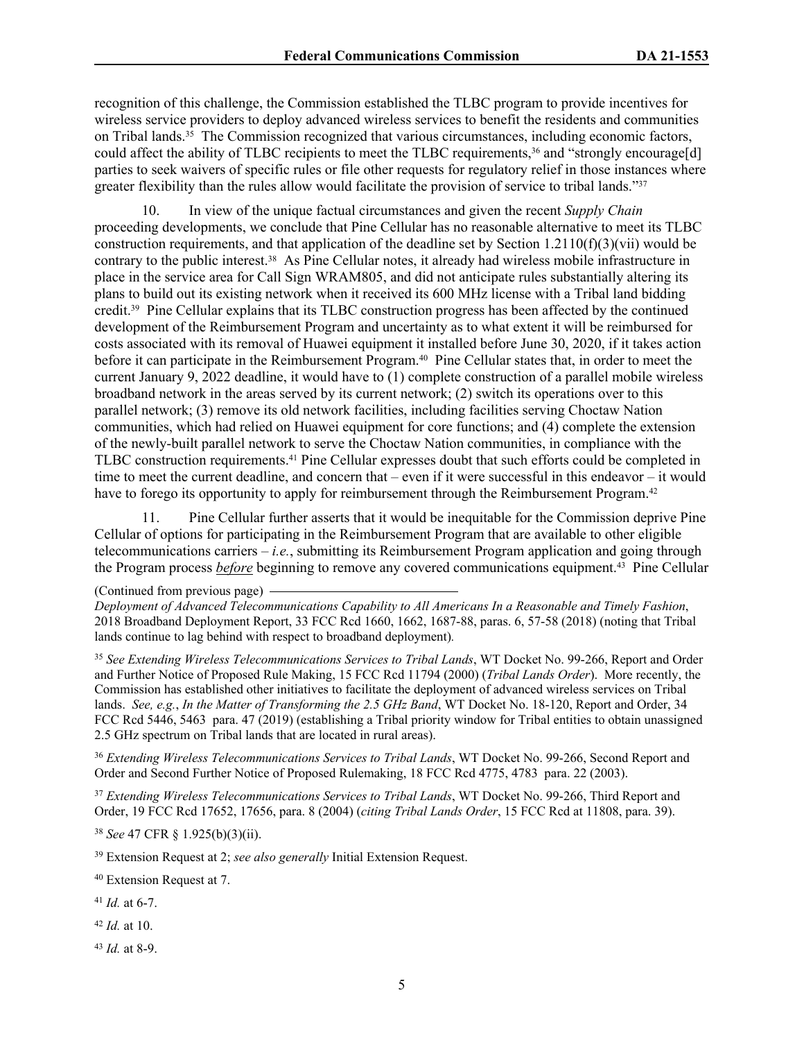recognition of this challenge, the Commission established the TLBC program to provide incentives for wireless service providers to deploy advanced wireless services to benefit the residents and communities on Tribal lands.[35] The Commission recognized that various circumstances, including economic factors, could affect the ability of TLBC recipients to meet the TLBC requirements,[36] and "strongly encourage[d] parties to seek waivers of specific rules or file other requests for regulatory relief in those instances where greater flexibility than the rules allow would facilitate the provision of service to tribal lands."[37]

10. In view of the unique factual circumstances and given the recent *Supply Chain* proceeding developments, we conclude that Pine Cellular has no reasonable alternative to meet its TLBC construction requirements, and that application of the deadline set by Section 1.2110(f)(3)(vii) would be contrary to the public interest.[38] As Pine Cellular notes, it already had wireless mobile infrastructure in place in the service area for Call Sign WRAM805, and did not anticipate rules substantially altering its plans to build out its existing network when it received its 600 MHz license with a Tribal land bidding credit.[39] Pine Cellular explains that its TLBC construction progress has been affected by the continued development of the Reimbursement Program and uncertainty as to what extent it will be reimbursed for costs associated with its removal of Huawei equipment it installed before June 30, 2020, if it takes action before it can participate in the Reimbursement Program.[40] Pine Cellular states that, in order to meet the current January 9, 2022 deadline, it would have to (1) complete construction of a parallel mobile wireless broadband network in the areas served by its current network; (2) switch its operations over to this parallel network; (3) remove its old network facilities, including facilities serving Choctaw Nation communities, which had relied on Huawei equipment for core functions; and (4) complete the extension of the newly-built parallel network to serve the Choctaw Nation communities, in compliance with the TLBC construction requirements.[41] Pine Cellular expresses doubt that such efforts could be completed in time to meet the current deadline, and concern that – even if it were successful in this endeavor – it would have to forego its opportunity to apply for reimbursement through the Reimbursement Program.[42]

11. Pine Cellular further asserts that it would be inequitable for the Commission deprive Pine Cellular of options for participating in the Reimbursement Program that are available to other eligible telecommunications carriers – *i.e.*, submitting its Reimbursement Program application and going through the Program process ***before*** beginning to remove any covered communications equipment.[43] Pine Cellular

(Continued from previous page) *Deployment of Advanced Telecommunications Capability to All Americans In a Reasonable and Timely Fashion*, 2018 Broadband Deployment Report, 33 FCC Rcd 1660, 1662, 1687-88, paras. 6, 57-58 (2018) (noting that Tribal lands continue to lag behind with respect to broadband deployment).

[35] *See Extending Wireless Telecommunications Services to Tribal Lands*, WT Docket No. 99-266, Report and Order and Further Notice of Proposed Rule Making, 15 FCC Rcd 11794 (2000) (*Tribal Lands Order*). More recently, the Commission has established other initiatives to facilitate the deployment of advanced wireless services on Tribal lands. *See, e.g.*, *In the Matter of Transforming the 2.5 GHz Band*, WT Docket No. 18-120, Report and Order, 34 FCC Rcd 5446, 5463 para. 47 (2019) (establishing a Tribal priority window for Tribal entities to obtain unassigned 2.5 GHz spectrum on Tribal lands that are located in rural areas).

[36] *Extending Wireless Telecommunications Services to Tribal Lands*, WT Docket No. 99-266, Second Report and Order and Second Further Notice of Proposed Rulemaking, 18 FCC Rcd 4775, 4783 para. 22 (2003).

[37] *Extending Wireless Telecommunications Services to Tribal Lands*, WT Docket No. 99-266, Third Report and Order, 19 FCC Rcd 17652, 17656, para. 8 (2004) (*citing Tribal Lands Order*, 15 FCC Rcd at 11808, para. 39).

[38] *See* 47 CFR § 1.925(b)(3)(ii).

[39] Extension Request at 2; *see also generally* Initial Extension Request.

[40] Extension Request at 7.

[41] *Id.* at 6-7.

[42] *Id.* at 10.

[43] *Id.* at 8-9.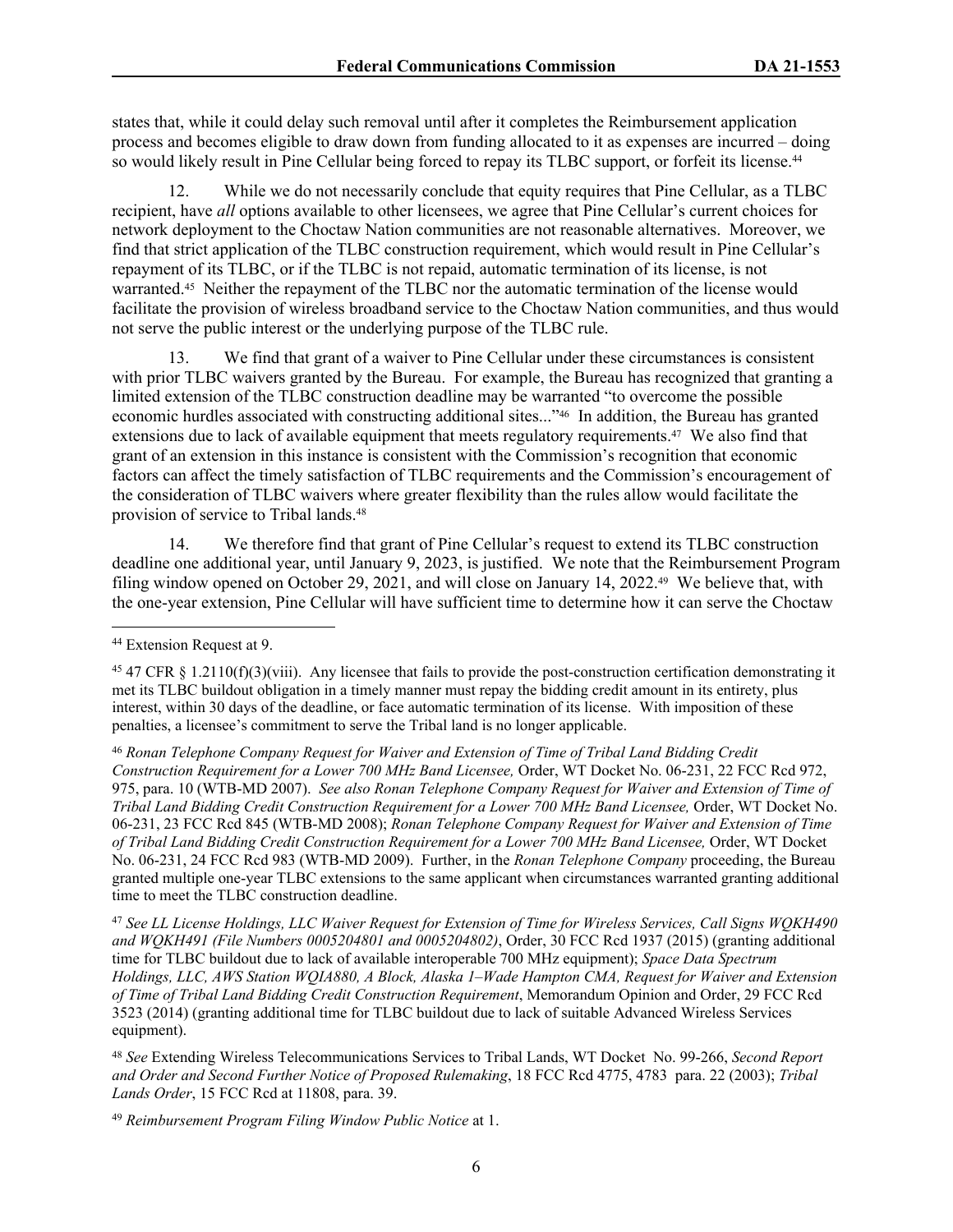states that, while it could delay such removal until after it completes the Reimbursement application process and becomes eligible to draw down from funding allocated to it as expenses are incurred – doing so would likely result in Pine Cellular being forced to repay its TLBC support, or forfeit its license.[44]

12. While we do not necessarily conclude that equity requires that Pine Cellular, as a TLBC recipient, have *all* options available to other licensees, we agree that Pine Cellular's current choices for network deployment to the Choctaw Nation communities are not reasonable alternatives. Moreover, we find that strict application of the TLBC construction requirement, which would result in Pine Cellular's repayment of its TLBC, or if the TLBC is not repaid, automatic termination of its license, is not warranted.[45] Neither the repayment of the TLBC nor the automatic termination of the license would facilitate the provision of wireless broadband service to the Choctaw Nation communities, and thus would not serve the public interest or the underlying purpose of the TLBC rule.

13. We find that grant of a waiver to Pine Cellular under these circumstances is consistent with prior TLBC waivers granted by the Bureau. For example, the Bureau has recognized that granting a limited extension of the TLBC construction deadline may be warranted "to overcome the possible economic hurdles associated with constructing additional sites..."[46] In addition, the Bureau has granted extensions due to lack of available equipment that meets regulatory requirements.[47] We also find that grant of an extension in this instance is consistent with the Commission's recognition that economic factors can affect the timely satisfaction of TLBC requirements and the Commission's encouragement of the consideration of TLBC waivers where greater flexibility than the rules allow would facilitate the provision of service to Tribal lands.[48]

14. We therefore find that grant of Pine Cellular's request to extend its TLBC construction deadline one additional year, until January 9, 2023, is justified. We note that the Reimbursement Program filing window opened on October 29, 2021, and will close on January 14, 2022.[49] We believe that, with the one-year extension, Pine Cellular will have sufficient time to determine how it can serve the Choctaw

---

[44] Extension Request at 9.

[45] 47 CFR § 1.2110(f)(3)(viii). Any licensee that fails to provide the post-construction certification demonstrating it met its TLBC buildout obligation in a timely manner must repay the bidding credit amount in its entirety, plus interest, within 30 days of the deadline, or face automatic termination of its license. With imposition of these penalties, a licensee's commitment to serve the Tribal land is no longer applicable.

[46] *Ronan Telephone Company Request for Waiver and Extension of Time of Tribal Land Bidding Credit Construction Requirement for a Lower 700 MHz Band Licensee,* Order, WT Docket No. 06-231, 22 FCC Rcd 972, 975, para. 10 (WTB-MD 2007). *See also Ronan Telephone Company Request for Waiver and Extension of Time of Tribal Land Bidding Credit Construction Requirement for a Lower 700 MHz Band Licensee,* Order, WT Docket No. 06-231, 23 FCC Rcd 845 (WTB-MD 2008); *Ronan Telephone Company Request for Waiver and Extension of Time of Tribal Land Bidding Credit Construction Requirement for a Lower 700 MHz Band Licensee,* Order, WT Docket No. 06-231, 24 FCC Rcd 983 (WTB-MD 2009). Further, in the *Ronan Telephone Company* proceeding, the Bureau granted multiple one-year TLBC extensions to the same applicant when circumstances warranted granting additional time to meet the TLBC construction deadline.

[47] *See LL License Holdings, LLC Waiver Request for Extension of Time for Wireless Services, Call Signs WQKH490 and WQKH491 (File Numbers 0005204801 and 0005204802)*, Order, 30 FCC Rcd 1937 (2015) (granting additional time for TLBC buildout due to lack of available interoperable 700 MHz equipment); *Space Data Spectrum Holdings, LLC, AWS Station WQIA880, A Block, Alaska 1–Wade Hampton CMA, Request for Waiver and Extension of Time of Tribal Land Bidding Credit Construction Requirement*, Memorandum Opinion and Order, 29 FCC Rcd 3523 (2014) (granting additional time for TLBC buildout due to lack of suitable Advanced Wireless Services equipment).

[48] *See* Extending Wireless Telecommunications Services to Tribal Lands, WT Docket No. 99-266, *Second Report and Order and Second Further Notice of Proposed Rulemaking*, 18 FCC Rcd 4775, 4783 para. 22 (2003); *Tribal Lands Order*, 15 FCC Rcd at 11808, para. 39.

[49] *Reimbursement Program Filing Window Public Notice* at 1.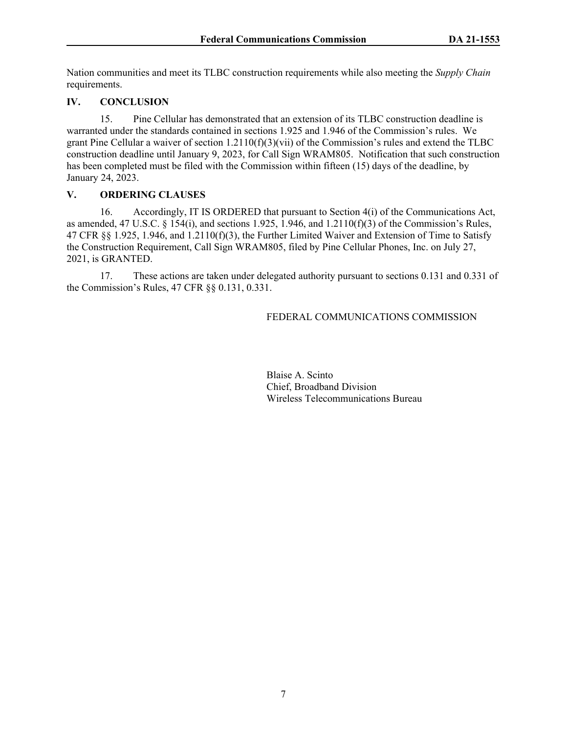Nation communities and meet its TLBC construction requirements while also meeting the *Supply Chain* requirements.

## IV. CONCLUSION

15. Pine Cellular has demonstrated that an extension of its TLBC construction deadline is warranted under the standards contained in sections 1.925 and 1.946 of the Commission's rules. We grant Pine Cellular a waiver of section 1.2110(f)(3)(vii) of the Commission's rules and extend the TLBC construction deadline until January 9, 2023, for Call Sign WRAM805. Notification that such construction has been completed must be filed with the Commission within fifteen (15) days of the deadline, by January 24, 2023.

## V. ORDERING CLAUSES

16. Accordingly, IT IS ORDERED that pursuant to Section 4(i) of the Communications Act, as amended, 47 U.S.C. § 154(i), and sections 1.925, 1.946, and 1.2110(f)(3) of the Commission's Rules, 47 CFR §§ 1.925, 1.946, and 1.2110(f)(3), the Further Limited Waiver and Extension of Time to Satisfy the Construction Requirement, Call Sign WRAM805, filed by Pine Cellular Phones, Inc. on July 27, 2021, is GRANTED.

17. These actions are taken under delegated authority pursuant to sections 0.131 and 0.331 of the Commission's Rules, 47 CFR §§ 0.131, 0.331.

FEDERAL COMMUNICATIONS COMMISSION

Blaise A. Scinto
Chief, Broadband Division
Wireless Telecommunications Bureau